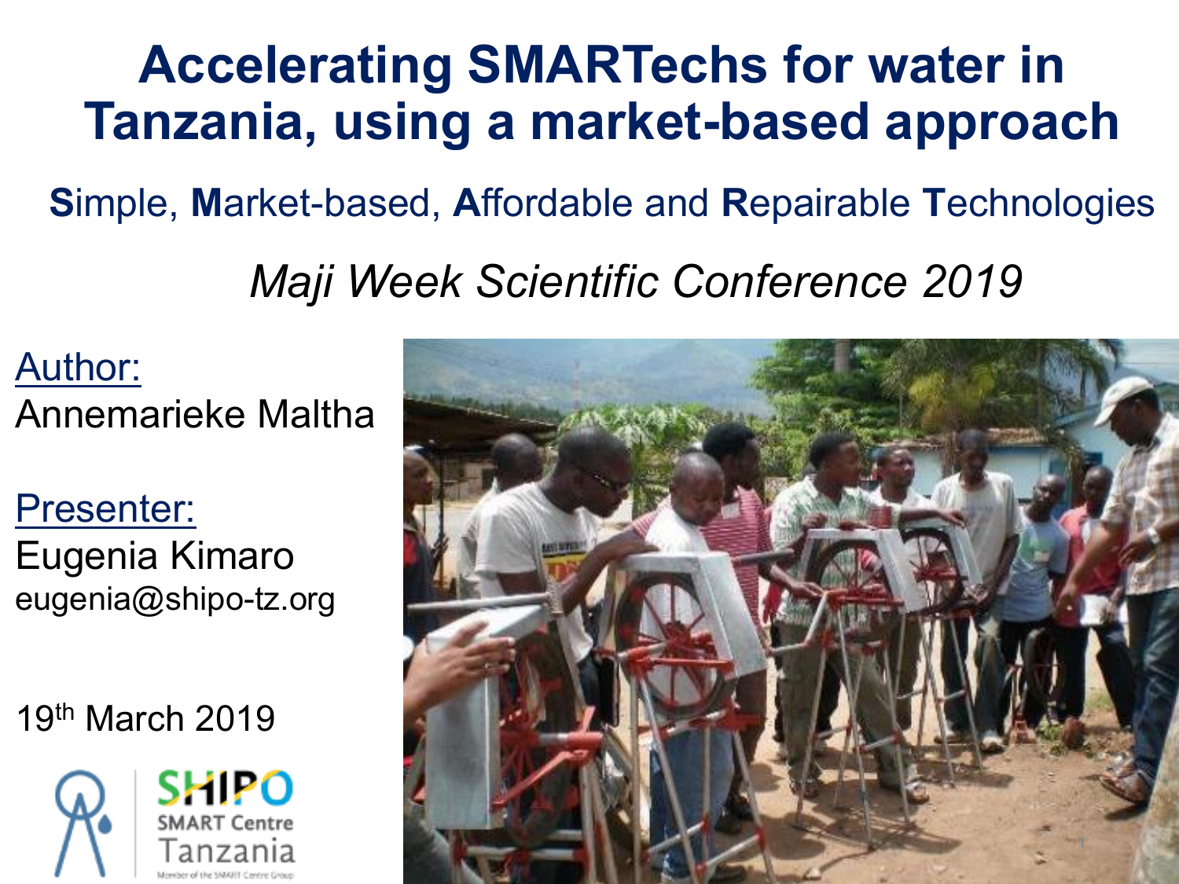# Accelerating SMARTechs for water in Tanzania, using a market-based approach

**S**imple, **M**arket-based, **A**ffordable and **R**epairable **T**echnologies

*Maji Week Scientific Conference 2019*

Author:
Annemarieke Maltha

Presenter:
Eugenia Kimaro
eugenia@shipo-tz.org

19th March 2019

SHIPO
SMART Centre
Tanzania
Member of the SMART Centre Group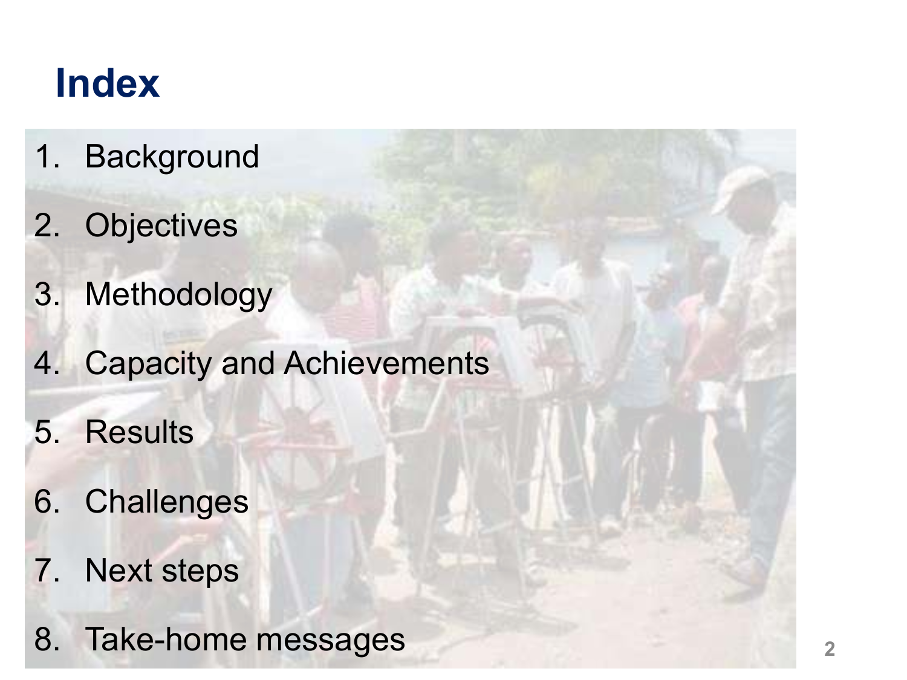# Index

1. Background
2. Objectives
3. Methodology
4. Capacity and Achievements
5. Results
6. Challenges
7. Next steps
8. Take-home messages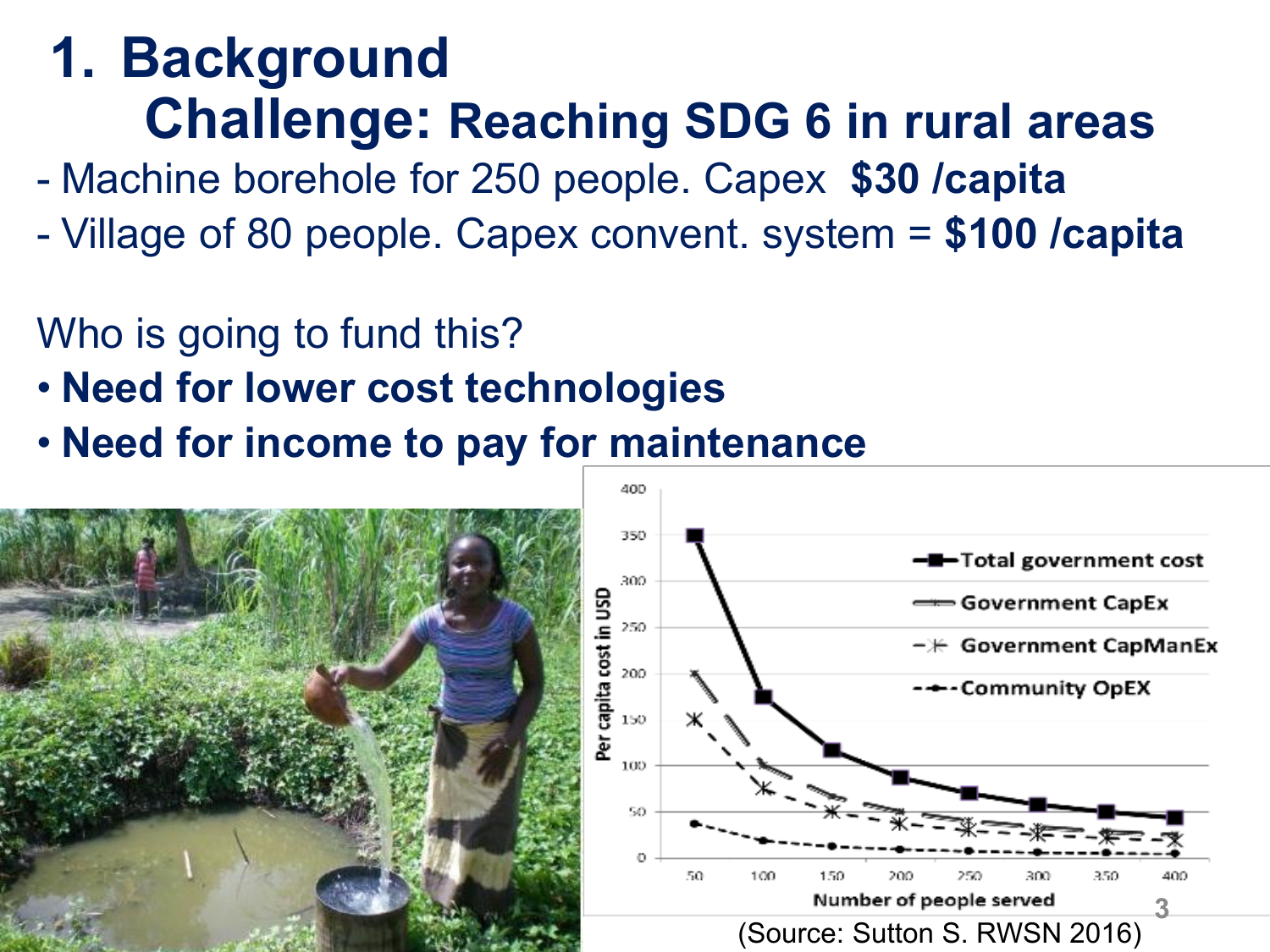# 1. Background

## Challenge: Reaching SDG 6 in rural areas

- Machine borehole for 250 people. Capex **$30 /capita**
- Village of 80 people. Capex convent. system = **$100 /capita**

Who is going to fund this?

- **Need for lower cost technologies**
- **Need for income to pay for maintenance**

Per capita cost in USD

400
350
300
250
200
150
100
50
0

50 100 150 200 250 300 350 400

Number of people served

Total government cost
Government CapEx
Government CapManEx
Community OpEX

(Source: Sutton S. RWSN 2016)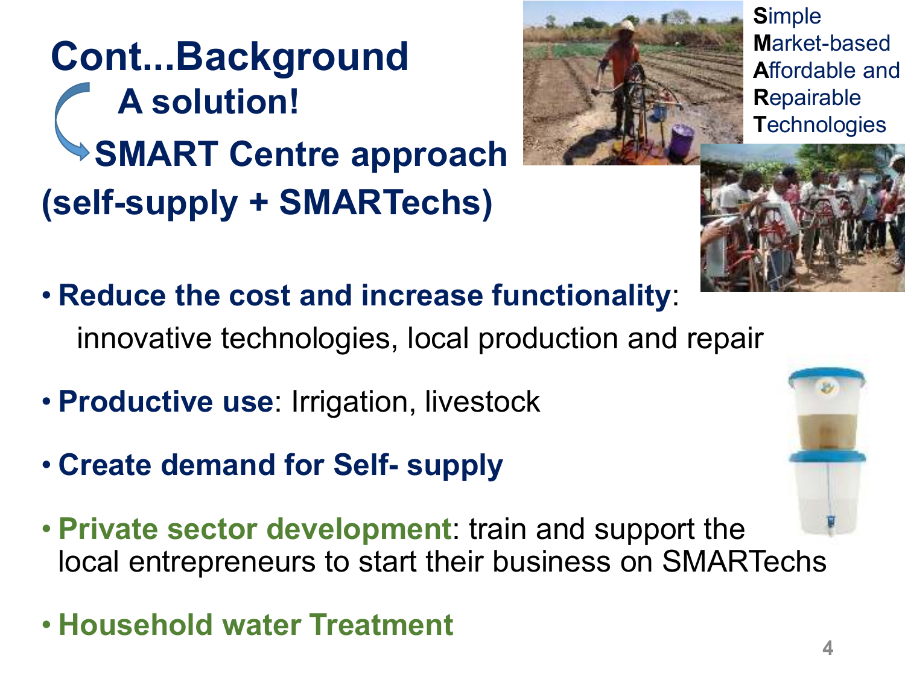# Cont...Background

## A solution!

## SMART Centre approach (self-supply + SMARTechs)

**S**imple
**M**arket-based
**A**ffordable and
**R**epairable
**T**echnologies

- **Reduce the cost and increase functionality**: innovative technologies, local production and repair
- **Productive use**: Irrigation, livestock
- **Create demand for Self- supply**
- **Private sector development**: train and support the local entrepreneurs to start their business on SMARTechs
- **Household water Treatment**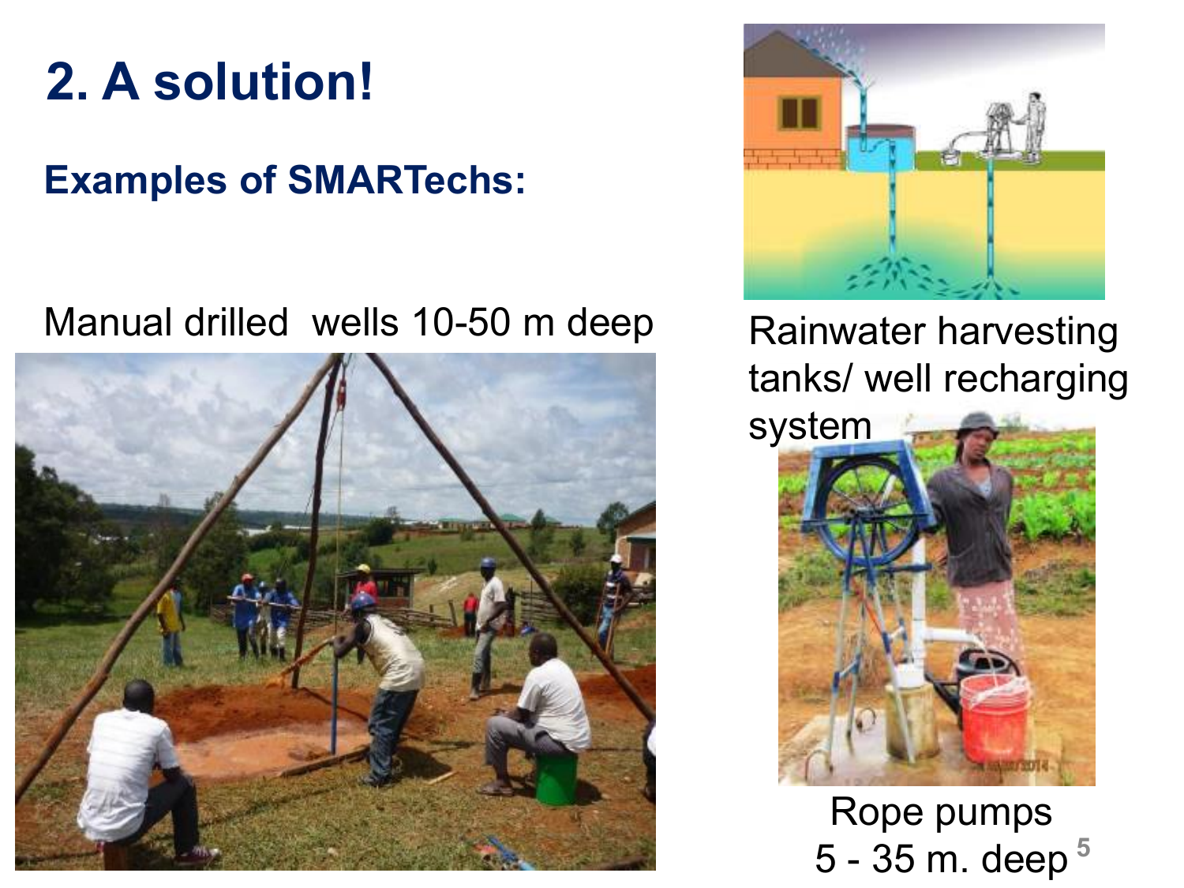# 2. A solution!

## Examples of SMARTechs:

Manual drilled wells 10-50 m deep

Rainwater harvesting tanks/ well recharging system

Rope pumps 5 - 35 m. deep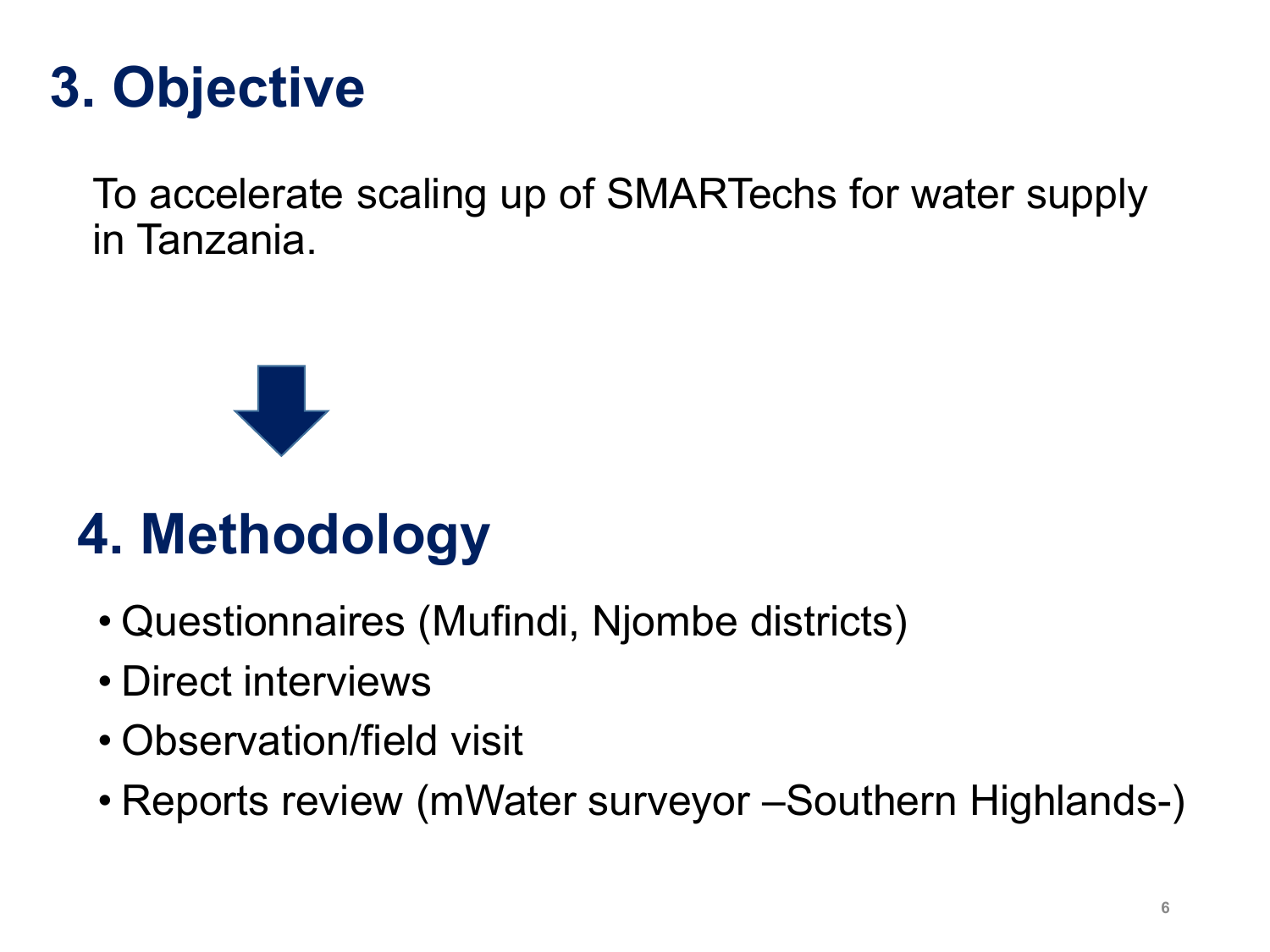# 3. Objective

To accelerate scaling up of SMARTechs for water supply in Tanzania.

# 4. Methodology

- Questionnaires (Mufindi, Njombe districts)
- Direct interviews
- Observation/field visit
- Reports review (mWater surveyor –Southern Highlands-)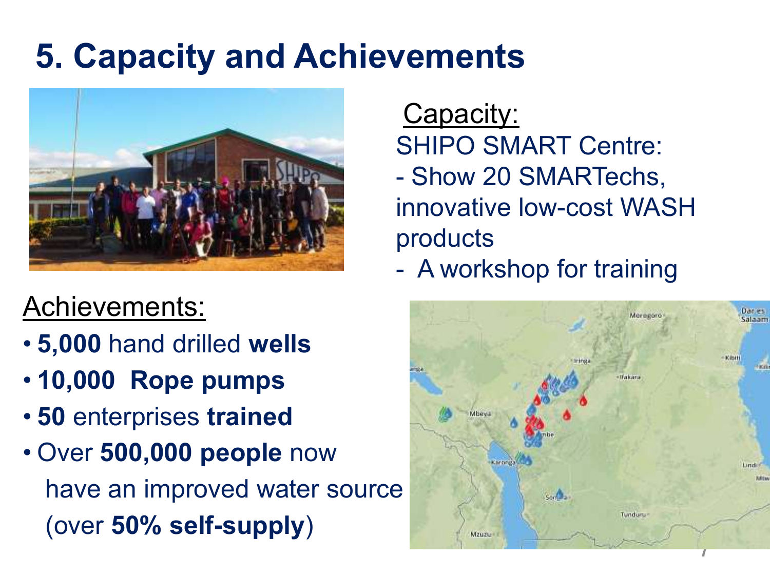# 5. Capacity and Achievements

Capacity:

SHIPO SMART Centre:

- Show 20 SMARTechs, innovative low-cost WASH products
- A workshop for training

Achievements:

- **5,000** hand drilled **wells**
- **10,000 Rope pumps**
- **50** enterprises **trained**
- Over **500,000 people** now have an improved water source (over **50% self-supply**)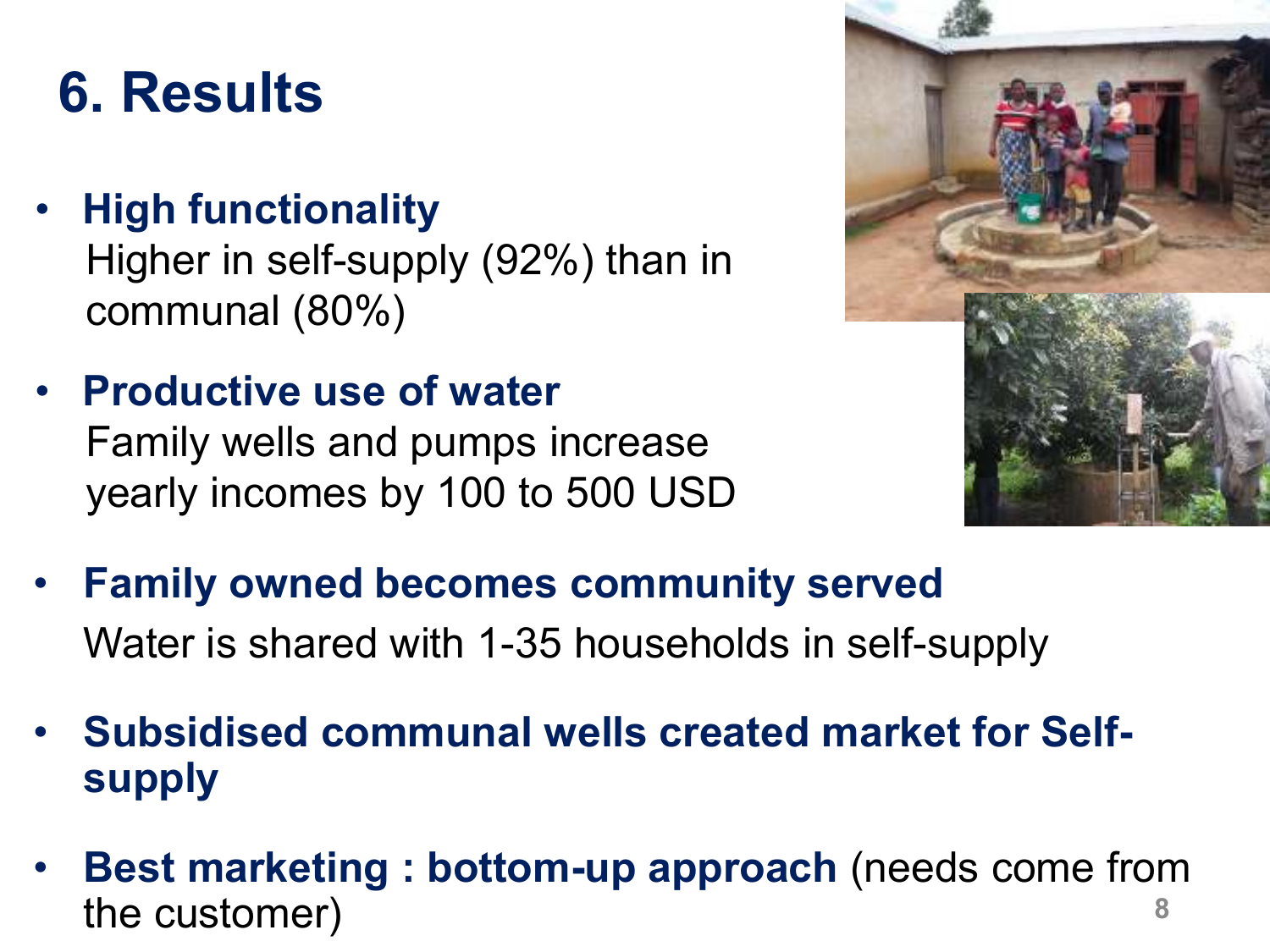# 6. Results

- **High functionality**
  Higher in self-supply (92%) than in communal (80%)

- **Productive use of water**
  Family wells and pumps increase yearly incomes by 100 to 500 USD

- **Family owned becomes community served**
  Water is shared with 1-35 households in self-supply

- **Subsidised communal wells created market for Self-supply**

- **Best marketing : bottom-up approach** (needs come from the customer)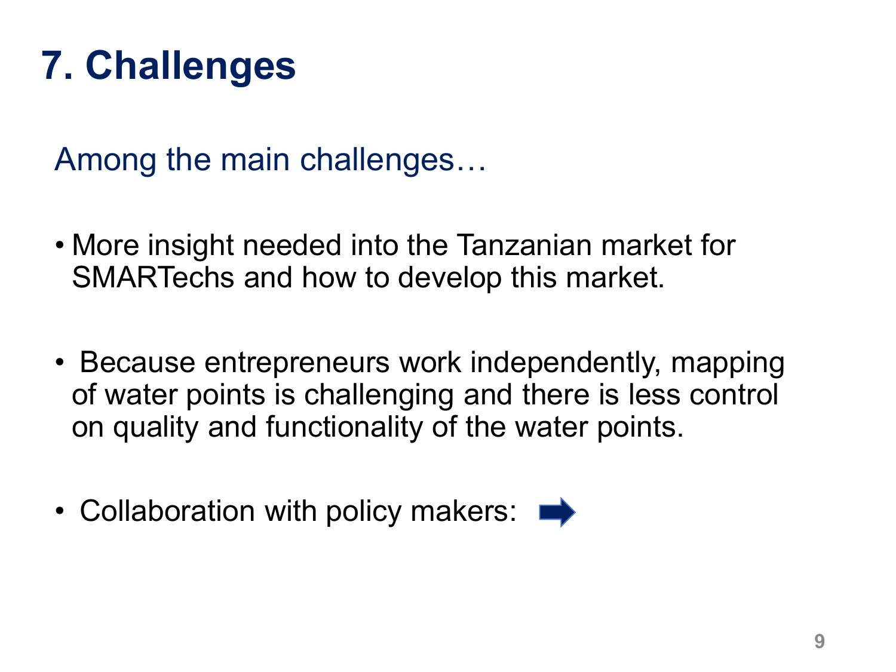# 7. Challenges

Among the main challenges…

- More insight needed into the Tanzanian market for SMARTechs and how to develop this market.
- Because entrepreneurs work independently, mapping of water points is challenging and there is less control on quality and functionality of the water points.
- Collaboration with policy makers: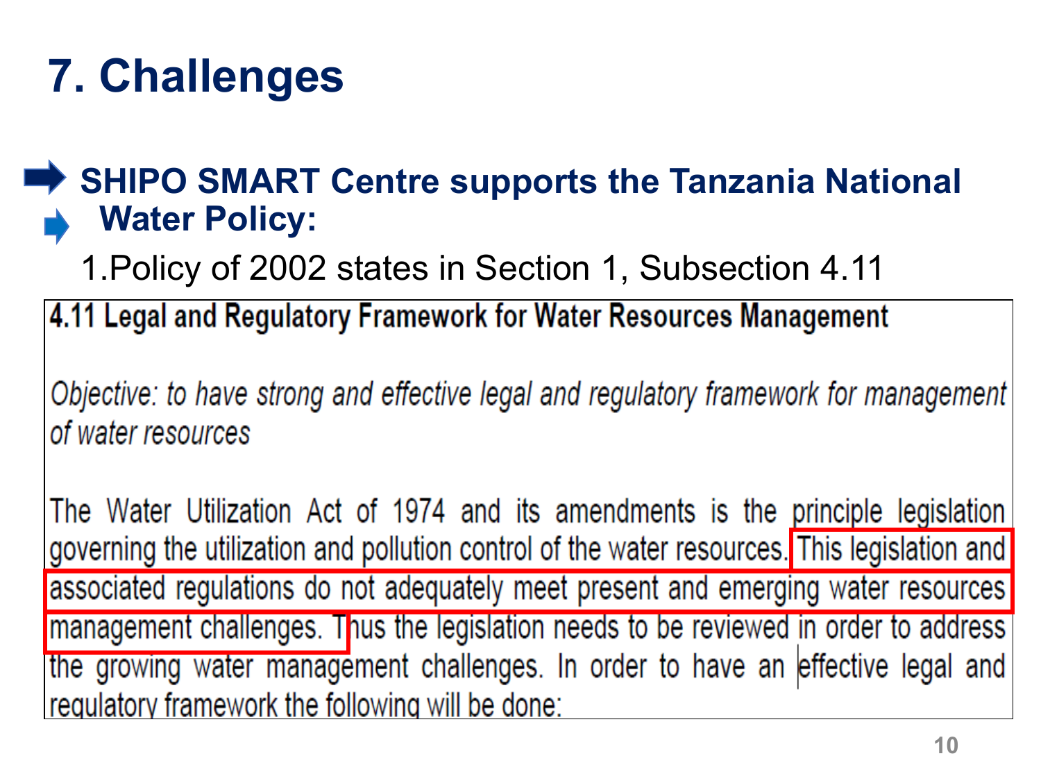# 7. Challenges

- **SHIPO SMART Centre supports the Tanzania National**
  - **Water Policy:**

1.Policy of 2002 states in Section 1, Subsection 4.11

**4.11 Legal and Regulatory Framework for Water Resources Management**

*Objective: to have strong and effective legal and regulatory framework for management of water resources*

The Water Utilization Act of 1974 and its amendments is the principle legislation governing the utilization and pollution control of the water resources. This legislation and associated regulations do not adequately meet present and emerging water resources management challenges. Thus the legislation needs to be reviewed in order to address the growing water management challenges. In order to have an effective legal and regulatory framework the following will be done: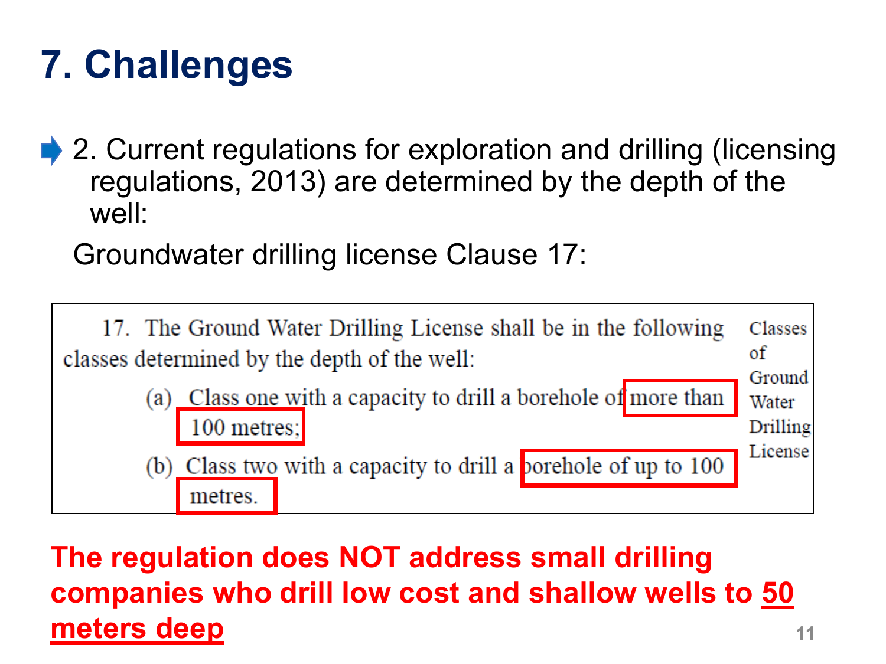# 7. Challenges

- 2. Current regulations for exploration and drilling (licensing regulations, 2013) are determined by the depth of the well:

  Groundwater drilling license Clause 17:

> 17. The Ground Water Drilling License shall be in the following classes determined by the depth of the well:
>
> (a) Class one with a capacity to drill a borehole of more than 100 metres;
>
> (b) Class two with a capacity to drill a borehole of up to 100 metres.
>
> Classes of Ground Water Drilling License

**The regulation does NOT address small drilling companies who drill low cost and shallow wells to <u>50 meters deep</u>**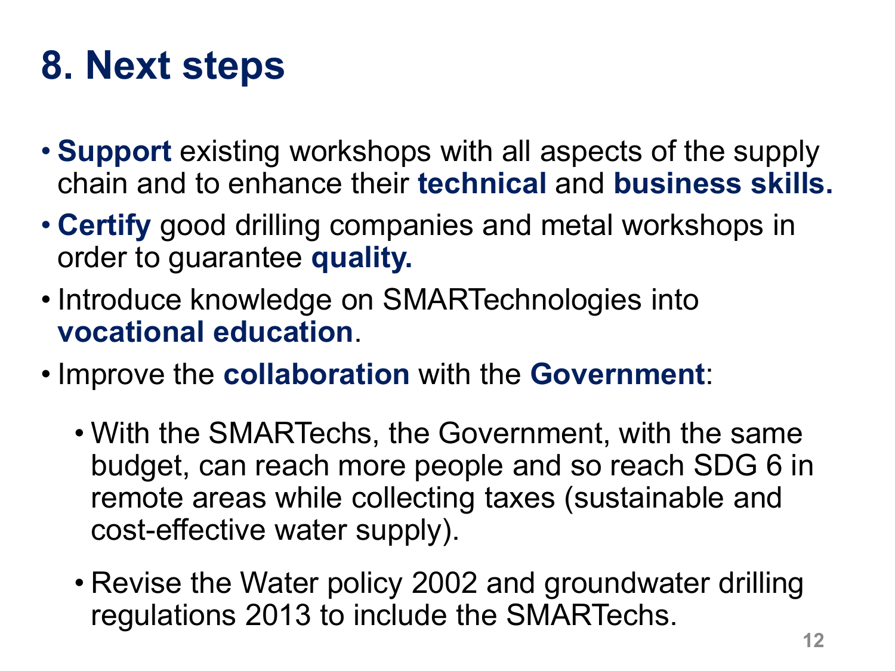# 8. Next steps

- **Support** existing workshops with all aspects of the supply chain and to enhance their **technical** and **business skills.**
- **Certify** good drilling companies and metal workshops in order to guarantee **quality.**
- Introduce knowledge on SMARTechnologies into **vocational education**.
- Improve the **collaboration** with the **Government**:
  - With the SMARTechs, the Government, with the same budget, can reach more people and so reach SDG 6 in remote areas while collecting taxes (sustainable and cost-effective water supply).
  - Revise the Water policy 2002 and groundwater drilling regulations 2013 to include the SMARTechs.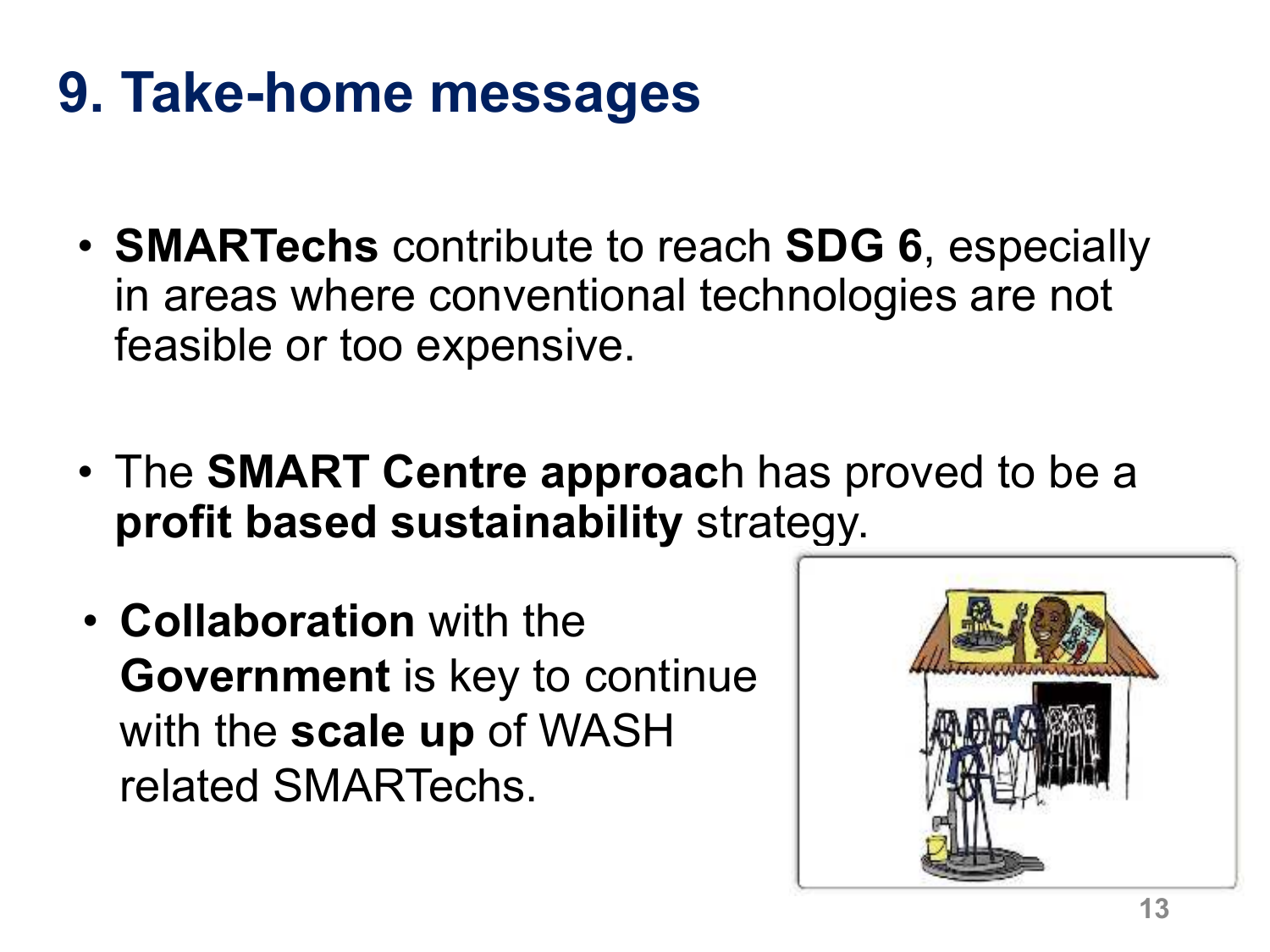# 9. Take-home messages

- **SMARTechs** contribute to reach **SDG 6**, especially in areas where conventional technologies are not feasible or too expensive.

- The **SMART Centre approach** has proved to be a **profit based sustainability** strategy.

- **Collaboration** with the **Government** is key to continue with the **scale up** of WASH related SMARTechs.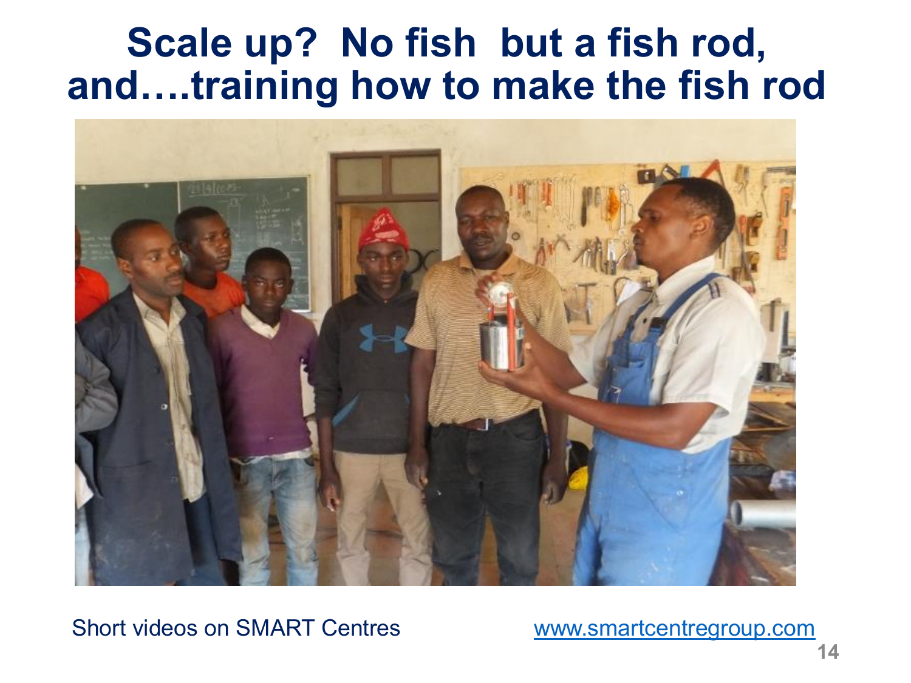# Scale up? No fish but a fish rod, and….training how to make the fish rod

Short videos on SMART Centres www.smartcentregroup.com